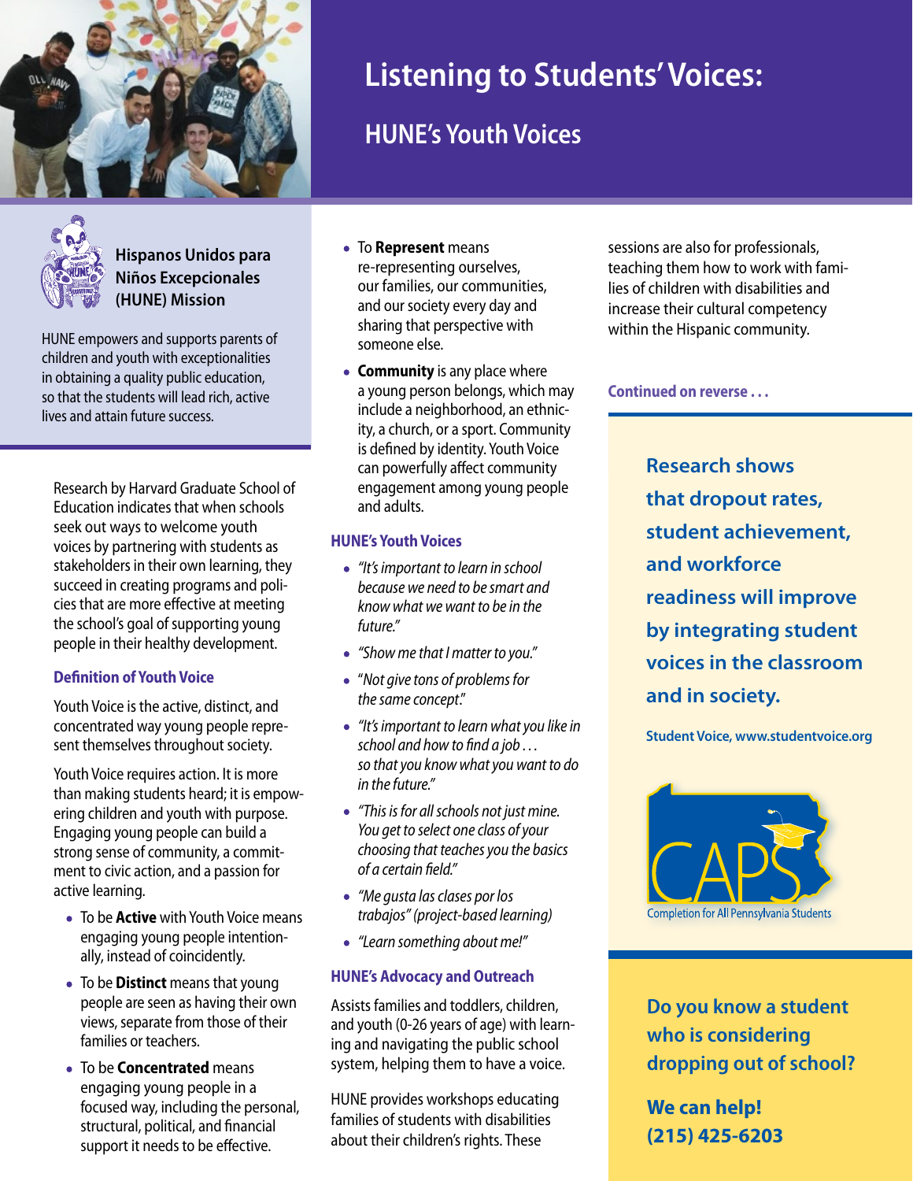# Listening to Students' Voices:

## HUNE's Youth Voices

### Hispanos Unidos para Niños Excepcionales (HUNE) Mission

HUNE empowers and supports parents of children and youth with exceptionalities in obtaining a quality public education, so that the students will lead rich, active lives and attain future success.

Research by Harvard Graduate School of Education indicates that when schools seek out ways to welcome youth voices by partnering with students as stakeholders in their own learning, they succeed in creating programs and policies that are more effective at meeting the school's goal of supporting young people in their healthy development.

### Definition of Youth Voice

Youth Voice is the active, distinct, and concentrated way young people represent themselves throughout society.

Youth Voice requires action. It is more than making students heard; it is empowering children and youth with purpose. Engaging young people can build a strong sense of community, a commitment to civic action, and a passion for active learning.

- To be **Active** with Youth Voice means engaging young people intentionally, instead of coincidently.
- To be **Distinct** means that young people are seen as having their own views, separate from those of their families or teachers.
- To be **Concentrated** means engaging young people in a focused way, including the personal, structural, political, and financial support it needs to be effective.
- To **Represent** means re-representing ourselves, our families, our communities, and our society every day and sharing that perspective with someone else.
- **Community** is any place where a young person belongs, which may include a neighborhood, an ethnicity, a church, or a sport. Community is defined by identity. Youth Voice can powerfully affect community engagement among young people and adults.

### HUNE's Youth Voices

- *"It's important to learn in school because we need to be smart and know what we want to be in the future."*
- *"Show me that I matter to you."*
- "*Not give tons of problems for the same concept*."
- *"It's important to learn what you like in school and how to find a job . . . so that you know what you want to do in the future."*
- *"This is for all schools not just mine. You get to select one class of your choosing that teaches you the basics of a certain field."*
- *"Me gusta las clases por los trabajos" (project-based learning)*
- *"Learn something about me!"*

### HUNE's Advocacy and Outreach

Assists families and toddlers, children, and youth (0-26 years of age) with learning and navigating the public school system, helping them to have a voice.

HUNE provides workshops educating families of students with disabilities about their children's rights. These sessions are also for professionals, teaching them how to work with families of children with disabilities and increase their cultural competency within the Hispanic community.

**Continued on reverse . . .**

**Research shows that dropout rates, student achievement, and workforce readiness will improve by integrating student voices in the classroom and in society.**

Student Voice, www.studentvoice.org

CAPS
Completion for All Pennsylvania Students

**Do you know a student who is considering dropping out of school?**

**We can help!**
**(215) 425-6203**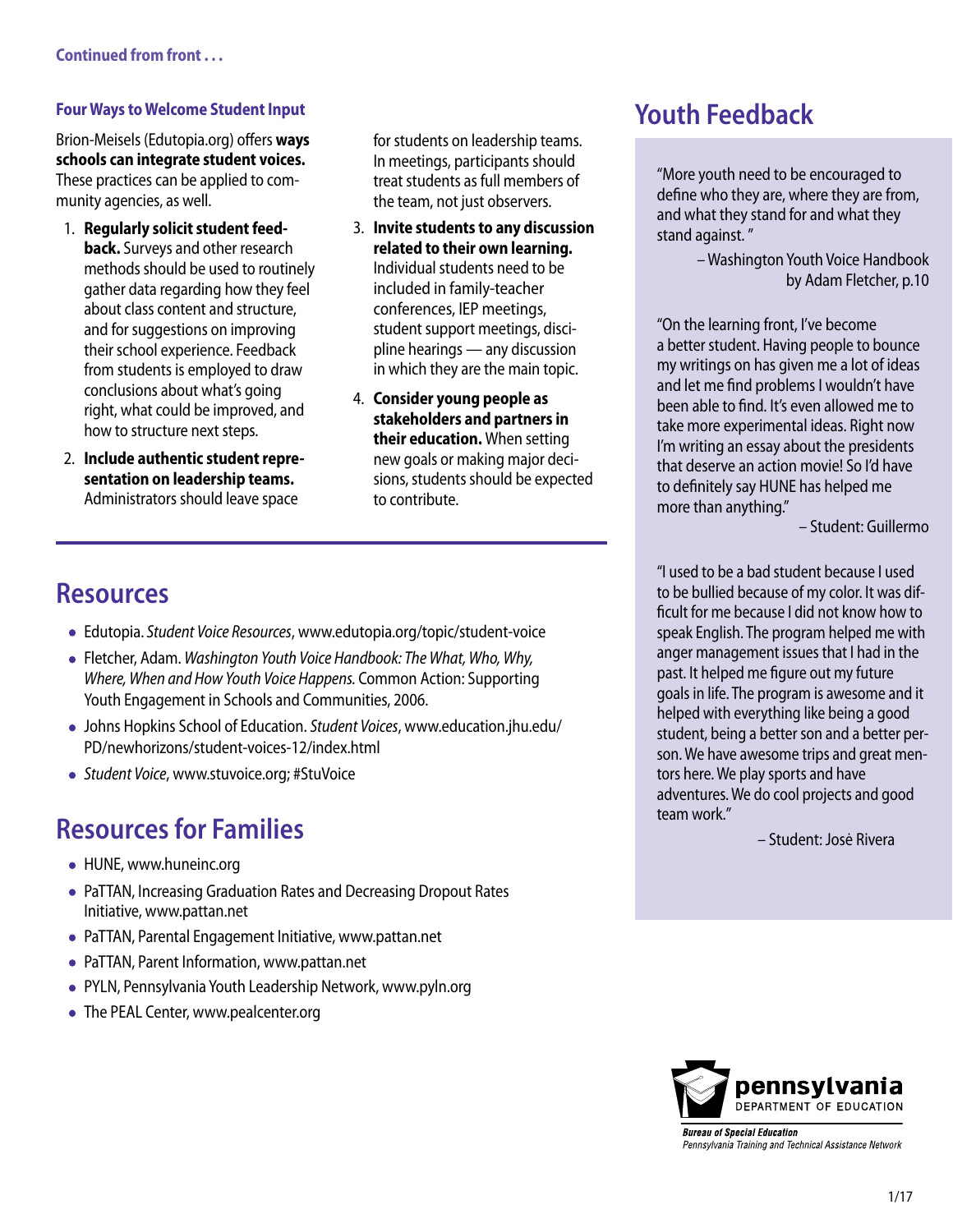Continued from front . . .

### Four Ways to Welcome Student Input

Brion-Meisels (Edutopia.org) offers **ways schools can integrate student voices.** These practices can be applied to community agencies, as well.

1. **Regularly solicit student feedback.** Surveys and other research methods should be used to routinely gather data regarding how they feel about class content and structure, and for suggestions on improving their school experience. Feedback from students is employed to draw conclusions about what's going right, what could be improved, and how to structure next steps.
2. **Include authentic student representation on leadership teams.** Administrators should leave space for students on leadership teams. In meetings, participants should treat students as full members of the team, not just observers.
3. **Invite students to any discussion related to their own learning.** Individual students need to be included in family-teacher conferences, IEP meetings, student support meetings, discipline hearings — any discussion in which they are the main topic.
4. **Consider young people as stakeholders and partners in their education.** When setting new goals or making major decisions, students should be expected to contribute.

## Resources

- Edutopia. *Student Voice Resources*, www.edutopia.org/topic/student-voice
- Fletcher, Adam. *Washington Youth Voice Handbook: The What, Who, Why, Where, When and How Youth Voice Happens.* Common Action: Supporting Youth Engagement in Schools and Communities, 2006.
- Johns Hopkins School of Education. *Student Voices*, www.education.jhu.edu/PD/newhorizons/student-voices-12/index.html
- *Student Voice*, www.stuvoice.org; #StuVoice

## Resources for Families

- HUNE, www.huneinc.org
- PaTTAN, Increasing Graduation Rates and Decreasing Dropout Rates Initiative, www.pattan.net
- PaTTAN, Parental Engagement Initiative, www.pattan.net
- PaTTAN, Parent Information, www.pattan.net
- PYLN, Pennsylvania Youth Leadership Network, www.pyln.org
- The PEAL Center, www.pealcenter.org

## Youth Feedback

"More youth need to be encouraged to define who they are, where they are from, and what they stand for and what they stand against."

– Washington Youth Voice Handbook by Adam Fletcher, p.10

"On the learning front, I've become a better student. Having people to bounce my writings on has given me a lot of ideas and let me find problems I wouldn't have been able to find. It's even allowed me to take more experimental ideas. Right now I'm writing an essay about the presidents that deserve an action movie! So I'd have to definitely say HUNE has helped me more than anything."

– Student: Guillermo

"I used to be a bad student because I used to be bullied because of my color. It was difficult for me because I did not know how to speak English. The program helped me with anger management issues that I had in the past. It helped me figure out my future goals in life. The program is awesome and it helped with everything like being a good student, being a better son and a better person. We have awesome trips and great mentors here. We play sports and have adventures. We do cool projects and good team work."

– Student: Josė Rivera

pennsylvania DEPARTMENT OF EDUCATION

*Bureau of Special Education*
*Pennsylvania Training and Technical Assistance Network*

1/17